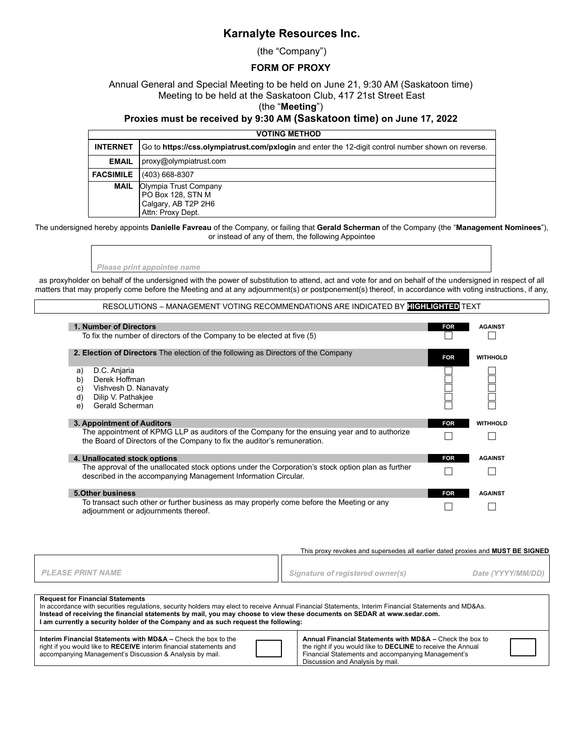# Karnalyte Resources Inc.

(the "Company")

## FORM OF PROXY

Annual General and Special Meeting to be held on June 21, 9:30 AM (Saskatoon time)
Meeting to be held at the Saskatoon Club, 417 21st Street East
(the "**Meeting**")

**Proxies must be received by 9:30 AM (Saskatoon time) on June 17, 2022**

| VOTING METHOD | |
|---|---|
| **INTERNET** | Go to **https://css.olympiatrust.com/pxlogin** and enter the 12-digit control number shown on reverse. |
| **EMAIL** | proxy@olympiatrust.com |
| **FACSIMILE** | (403) 668-8307 |
| **MAIL** | Olympia Trust Company<br>PO Box 128, STN M<br>Calgary, AB T2P 2H6<br>Attn: Proxy Dept. |

The undersigned hereby appoints **Danielle Favreau** of the Company, or failing that **Gerald Scherman** of the Company (the "**Management Nominees**"), or instead of any of them, the following Appointee

*Please print appointee name*

as proxyholder on behalf of the undersigned with the power of substitution to attend, act and vote for and on behalf of the undersigned in respect of all matters that may properly come before the Meeting and at any adjournment(s) or postponement(s) thereof, in accordance with voting instructions, if any,

RESOLUTIONS – MANAGEMENT VOTING RECOMMENDATIONS ARE INDICATED BY **HIGHLIGHTED** TEXT

| | | |
|---|---|---|
| **1. Number of Directors** | **FOR** | **AGAINST** |
| To fix the number of directors of the Company to be elected at five (5) | ☐ | ☐ |
| **2. Election of Directors** The election of the following as Directors of the Company | **FOR** | **WITHHOLD** |
| a) D.C. Anjaria | ☐ | ☐ |
| b) Derek Hoffman | ☐ | ☐ |
| c) Vishvesh D. Nanavaty | ☐ | ☐ |
| d) Dilip V. Pathakjee | ☐ | ☐ |
| e) Gerald Scherman | ☐ | ☐ |
| **3. Appointment of Auditors** | **FOR** | **WITHHOLD** |
| The appointment of KPMG LLP as auditors of the Company for the ensuing year and to authorize the Board of Directors of the Company to fix the auditor's remuneration. | ☐ | ☐ |
| **4. Unallocated stock options** | **FOR** | **AGAINST** |
| The approval of the unallocated stock options under the Corporation's stock option plan as further described in the accompanying Management Information Circular. | ☐ | ☐ |
| **5.Other business** | **FOR** | **AGAINST** |
| To transact such other or further business as may properly come before the Meeting or any adjournment or adjournments thereof. | ☐ | ☐ |

This proxy revokes and supersedes all earlier dated proxies and **MUST BE SIGNED**

| *PLEASE PRINT NAME* | *Signature of registered owner(s)* | *Date (YYYY/MM/DD)* |
|---|---|---|

**Request for Financial Statements**
In accordance with securities regulations, security holders may elect to receive Annual Financial Statements, Interim Financial Statements and MD&As.
**Instead of receiving the financial statements by mail, you may choose to view these documents on SEDAR at www.sedar.com.**
**I am currently a security holder of the Company and as such request the following:**

**Interim Financial Statements with MD&A –** Check the box to the right if you would like to **RECEIVE** interim financial statements and accompanying Management's Discussion & Analysis by mail. ☐

**Annual Financial Statements with MD&A –** Check the box to the right if you would like to **DECLINE** to receive the Annual Financial Statements and accompanying Management's Discussion and Analysis by mail. ☐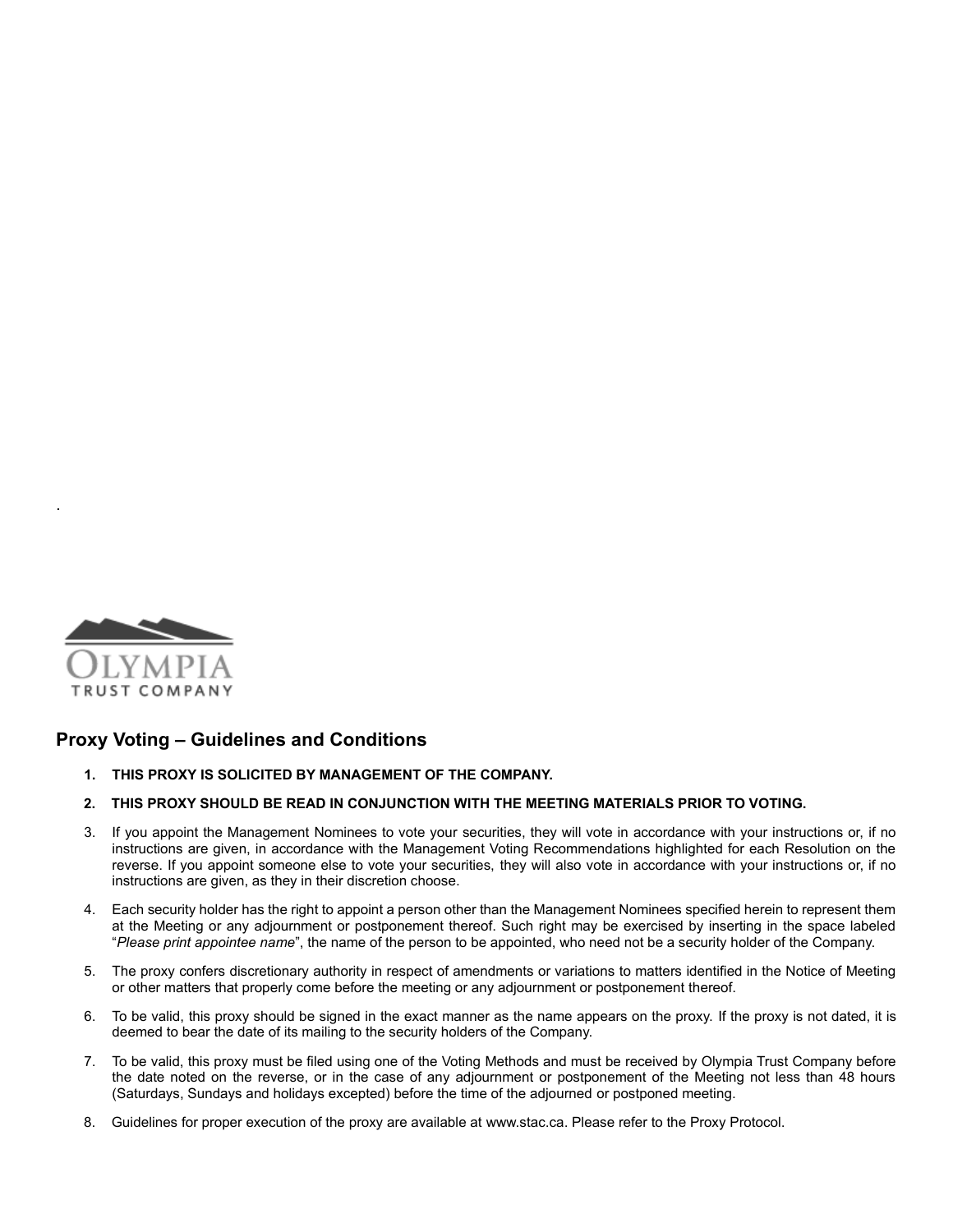OLYMPIA
TRUST COMPANY

## Proxy Voting – Guidelines and Conditions

1. **THIS PROXY IS SOLICITED BY MANAGEMENT OF THE COMPANY.**
2. **THIS PROXY SHOULD BE READ IN CONJUNCTION WITH THE MEETING MATERIALS PRIOR TO VOTING.**
3. If you appoint the Management Nominees to vote your securities, they will vote in accordance with your instructions or, if no instructions are given, in accordance with the Management Voting Recommendations highlighted for each Resolution on the reverse. If you appoint someone else to vote your securities, they will also vote in accordance with your instructions or, if no instructions are given, as they in their discretion choose.
4. Each security holder has the right to appoint a person other than the Management Nominees specified herein to represent them at the Meeting or any adjournment or postponement thereof. Such right may be exercised by inserting in the space labeled "*Please print appointee name*", the name of the person to be appointed, who need not be a security holder of the Company.
5. The proxy confers discretionary authority in respect of amendments or variations to matters identified in the Notice of Meeting or other matters that properly come before the meeting or any adjournment or postponement thereof.
6. To be valid, this proxy should be signed in the exact manner as the name appears on the proxy. If the proxy is not dated, it is deemed to bear the date of its mailing to the security holders of the Company.
7. To be valid, this proxy must be filed using one of the Voting Methods and must be received by Olympia Trust Company before the date noted on the reverse, or in the case of any adjournment or postponement of the Meeting not less than 48 hours (Saturdays, Sundays and holidays excepted) before the time of the adjourned or postponed meeting.
8. Guidelines for proper execution of the proxy are available at www.stac.ca. Please refer to the Proxy Protocol.